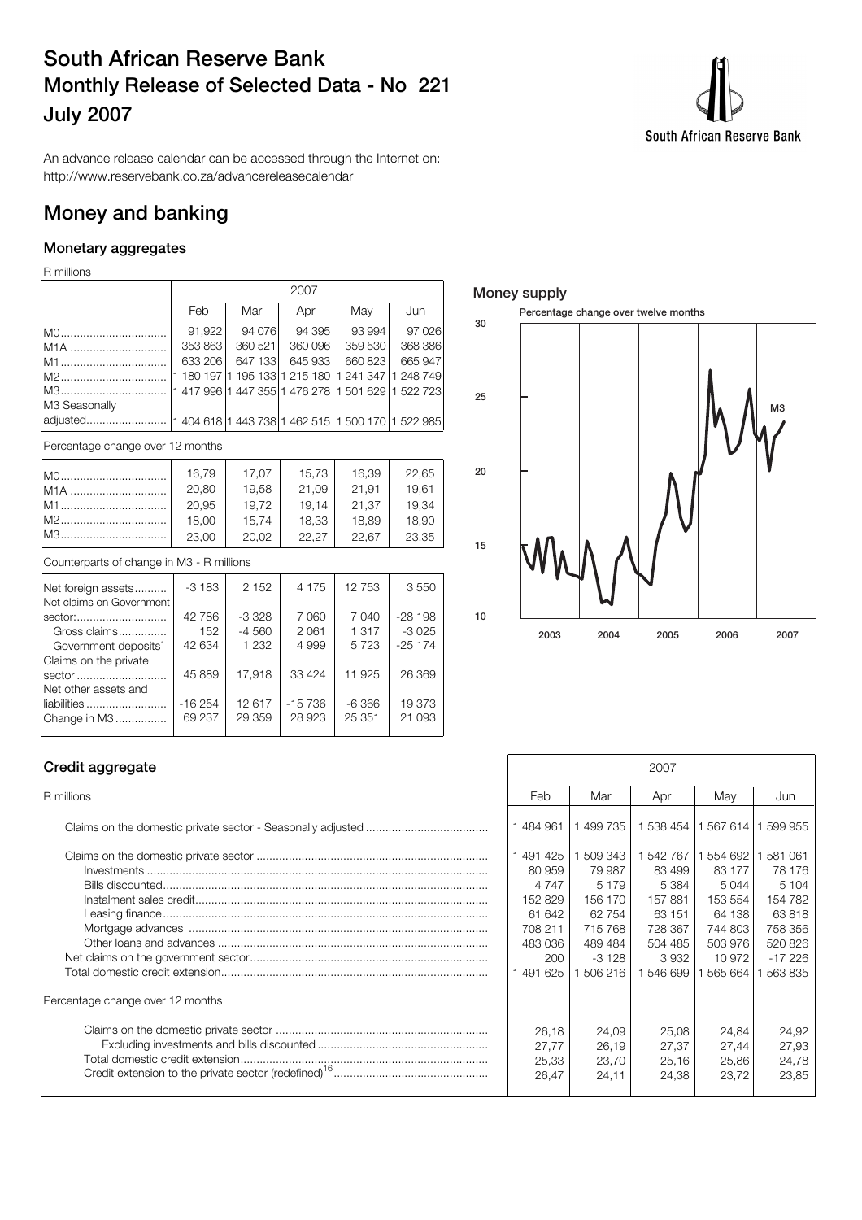# South African Reserve Bank
# Monthly Release of Selected Data - No 221
# July 2007

An advance release calendar can be accessed through the Internet on:
http://www.reservebank.co.za/advancereleasecalendar

## Money and banking

### Monetary aggregates

R millions

| | 2007 | | | | |
|---|---|---|---|---|---|
| | Feb | Mar | Apr | May | Jun |
| M0 | 91,922 | 94 076 | 94 395 | 93 994 | 97 026 |
| M1A | 353 863 | 360 521 | 360 096 | 359 530 | 368 386 |
| M1 | 633 206 | 647 133 | 645 933 | 660 823 | 665 947 |
| M2 | 1 180 197 | 1 195 133 | 1 215 180 | 1 241 347 | 1 248 749 |
| M3 | 1 417 996 | 1 447 355 | 1 476 278 | 1 501 629 | 1 522 723 |
| M3 Seasonally adjusted | 1 404 618 | 1 443 738 | 1 462 515 | 1 500 170 | 1 522 985 |
| **Percentage change over 12 months** | | | | | |
| M0 | 16,79 | 17,07 | 15,73 | 16,39 | 22,65 |
| M1A | 20,80 | 19,58 | 21,09 | 21,91 | 19,61 |
| M1 | 20,95 | 19,72 | 19,14 | 21,37 | 19,34 |
| M2 | 18,00 | 15,74 | 18,33 | 18,89 | 18,90 |
| M3 | 23,00 | 20,02 | 22,27 | 22,67 | 23,35 |
| **Counterparts of change in M3 - R millions** | | | | | |
| Net foreign assets | -3 183 | 2 152 | 4 175 | 12 753 | 3 550 |
| Net claims on Government sector: | 42 786 | -3 328 | 7 060 | 7 040 | -28 198 |
| Gross claims | 152 | -4 560 | 2 061 | 1 317 | -3 025 |
| Government deposits[1] | 42 634 | 1 232 | 4 999 | 5 723 | -25 174 |
| Claims on the private sector | 45 889 | 17,918 | 33 424 | 11 925 | 26 369 |
| Net other assets and liabilities | -16 254 | 12 617 | -15 736 | -6 366 | 19 373 |
| Change in M3 | 69 237 | 29 359 | 28 923 | 25 351 | 21 093 |

**Money supply**

Percentage change over twelve months

### Credit aggregate

| R millions | Feb 2007 | Mar 2007 | Apr 2007 | May 2007 | Jun 2007 |
|---|---|---|---|---|---|
| Claims on the domestic private sector - Seasonally adjusted | 1 484 961 | 1 499 735 | 1 538 454 | 1 567 614 | 1 599 955 |
| Claims on the domestic private sector | 1 491 425 | 1 509 343 | 1 542 767 | 1 554 692 | 1 581 061 |
| Investments | 80 959 | 79 987 | 83 499 | 83 177 | 78 176 |
| Bills discounted | 4 747 | 5 179 | 5 384 | 5 044 | 5 104 |
| Instalment sales credit | 152 829 | 156 170 | 157 881 | 153 554 | 154 782 |
| Leasing finance | 61 642 | 62 754 | 63 151 | 64 138 | 63 818 |
| Mortgage advances | 708 211 | 715 768 | 728 367 | 744 803 | 758 356 |
| Other loans and advances | 483 036 | 489 484 | 504 485 | 503 976 | 520 826 |
| Net claims on the government sector | 200 | -3 128 | 3 932 | 10 972 | -17 226 |
| Total domestic credit extension | 1 491 625 | 1 506 216 | 1 546 699 | 1 565 664 | 1 563 835 |
| **Percentage change over 12 months** | | | | | |
| Claims on the domestic private sector | 26,18 | 24,09 | 25,08 | 24,84 | 24,92 |
| Excluding investments and bills discounted | 27,77 | 26,19 | 27,37 | 27,44 | 27,93 |
| Total domestic credit extension | 25,33 | 23,70 | 25,16 | 25,86 | 24,78 |
| Credit extension to the private sector (redefined)[16] | 26,47 | 24,11 | 24,38 | 23,72 | 23,85 |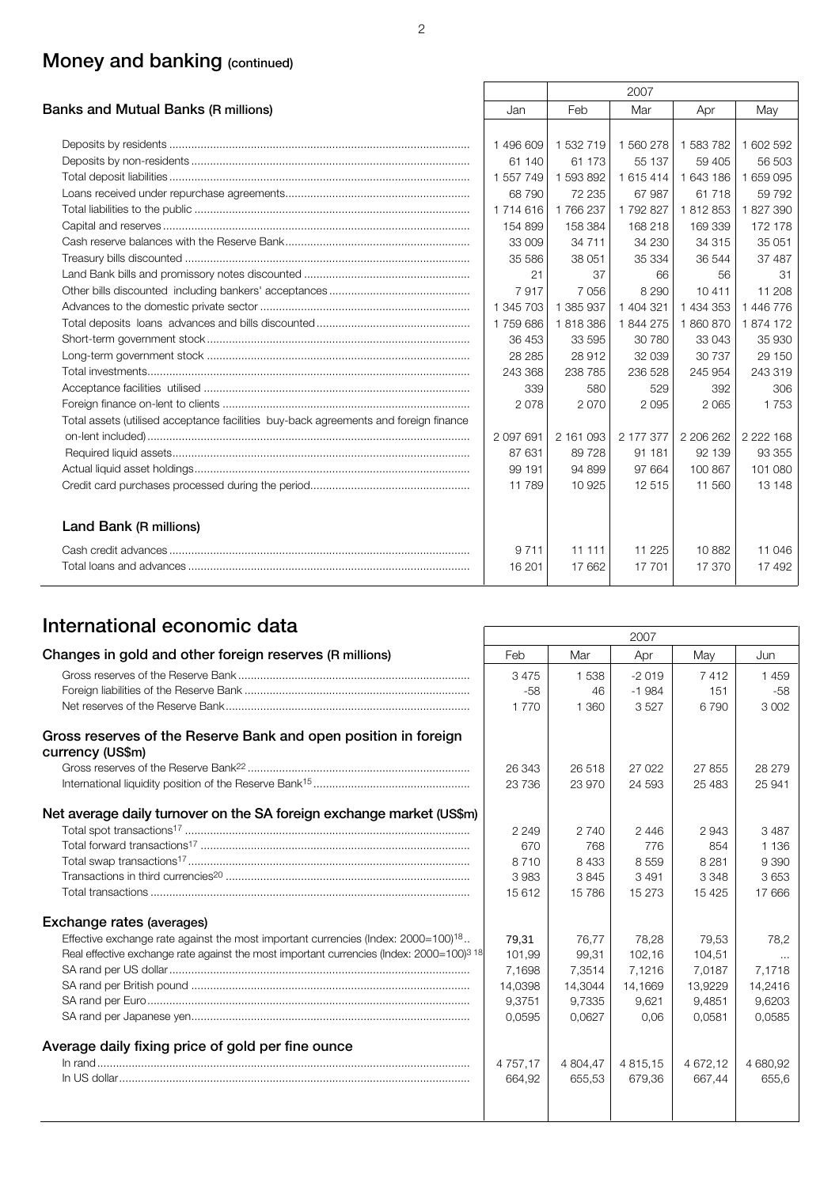# Money and banking (continued)

| Banks and Mutual Banks (R millions) | 2007 Jan | Feb | Mar | Apr | May |
|---|---|---|---|---|---|
| Deposits by residents | 1 496 609 | 1 532 719 | 1 560 278 | 1 583 782 | 1 602 592 |
| Deposits by non-residents | 61 140 | 61 173 | 55 137 | 59 405 | 56 503 |
| Total deposit liabilities | 1 557 749 | 1 593 892 | 1 615 414 | 1 643 186 | 1 659 095 |
| Loans received under repurchase agreements | 68 790 | 72 235 | 67 987 | 61 718 | 59 792 |
| Total liabilities to the public | 1 714 616 | 1 766 237 | 1 792 827 | 1 812 853 | 1 827 390 |
| Capital and reserves | 154 899 | 158 384 | 168 218 | 169 339 | 172 178 |
| Cash reserve balances with the Reserve Bank | 33 009 | 34 711 | 34 230 | 34 315 | 35 051 |
| Treasury bills discounted | 35 586 | 38 051 | 35 334 | 36 544 | 37 487 |
| Land Bank bills and promissory notes discounted | 21 | 37 | 66 | 56 | 31 |
| Other bills discounted including bankers' acceptances | 7 917 | 7 056 | 8 290 | 10 411 | 11 208 |
| Advances to the domestic private sector | 1 345 703 | 1 385 937 | 1 404 321 | 1 434 353 | 1 446 776 |
| Total deposits loans advances and bills discounted | 1 759 686 | 1 818 386 | 1 844 275 | 1 860 870 | 1 874 172 |
| Short-term government stock | 36 453 | 33 595 | 30 780 | 33 043 | 35 930 |
| Long-term government stock | 28 285 | 28 912 | 32 039 | 30 737 | 29 150 |
| Total investments | 243 368 | 238 785 | 236 528 | 245 954 | 243 319 |
| Acceptance facilities utilised | 339 | 580 | 529 | 392 | 306 |
| Foreign finance on-lent to clients | 2 078 | 2 070 | 2 095 | 2 065 | 1 753 |
| Total assets (utilised acceptance facilities buy-back agreements and foreign finance on-lent included) | 2 097 691 | 2 161 093 | 2 177 377 | 2 206 262 | 2 222 168 |
| Required liquid assets | 87 631 | 89 728 | 91 181 | 92 139 | 93 355 |
| Actual liquid asset holdings | 99 191 | 94 899 | 97 664 | 100 867 | 101 080 |
| Credit card purchases processed during the period | 11 789 | 10 925 | 12 515 | 11 560 | 13 148 |

| Land Bank (R millions) | Jan | Feb | Mar | Apr | May |
|---|---|---|---|---|---|
| Cash credit advances | 9 711 | 11 111 | 11 225 | 10 882 | 11 046 |
| Total loans and advances | 16 201 | 17 662 | 17 701 | 17 370 | 17 492 |

# International economic data

| | 2007 Feb | Mar | Apr | May | Jun |
|---|---|---|---|---|---|
| **Changes in gold and other foreign reserves (R millions)** | | | | | |
| Gross reserves of the Reserve Bank | 3 475 | 1 538 | -2 019 | 7 412 | 1 459 |
| Foreign liabilities of the Reserve Bank | -58 | 46 | -1 984 | 151 | -58 |
| Net reserves of the Reserve Bank | 1 770 | 1 360 | 3 527 | 6 790 | 3 002 |
| **Gross reserves of the Reserve Bank and open position in foreign currency (US$m)** | | | | | |
| Gross reserves of the Reserve Bank[22] | 26 343 | 26 518 | 27 022 | 27 855 | 28 279 |
| International liquidity position of the Reserve Bank[15] | 23 736 | 23 970 | 24 593 | 25 483 | 25 941 |
| **Net average daily turnover on the SA foreign exchange market (US$m)** | | | | | |
| Total spot transactions[17] | 2 249 | 2 740 | 2 446 | 2 943 | 3 487 |
| Total forward transactions[17] | 670 | 768 | 776 | 854 | 1 136 |
| Total swap transactions[17] | 8 710 | 8 433 | 8 559 | 8 281 | 9 390 |
| Transactions in third currencies[20] | 3 983 | 3 845 | 3 491 | 3 348 | 3 653 |
| Total transactions | 15 612 | 15 786 | 15 273 | 15 425 | 17 666 |
| **Exchange rates (averages)** | | | | | |
| Effective exchange rate against the most important currencies (Index: 2000=100)[18] | 79,31 | 76,77 | 78,28 | 79,53 | 78,2 |
| Real effective exchange rate against the most important currencies (Index: 2000=100)[3 18] | 101,99 | 99,31 | 102,16 | 104,51 | ... |
| SA rand per US dollar | 7,1698 | 7,3514 | 7,1216 | 7,0187 | 7,1718 |
| SA rand per British pound | 14,0398 | 14,3044 | 14,1669 | 13,9229 | 14,2416 |
| SA rand per Euro | 9,3751 | 9,7335 | 9,621 | 9,4851 | 9,6203 |
| SA rand per Japanese yen | 0,0595 | 0,0627 | 0,06 | 0,0581 | 0,0585 |
| **Average daily fixing price of gold per fine ounce** | | | | | |
| In rand | 4 757,17 | 4 804,47 | 4 815,15 | 4 672,12 | 4 680,92 |
| In US dollar | 664,92 | 655,53 | 679,36 | 667,44 | 655,6 |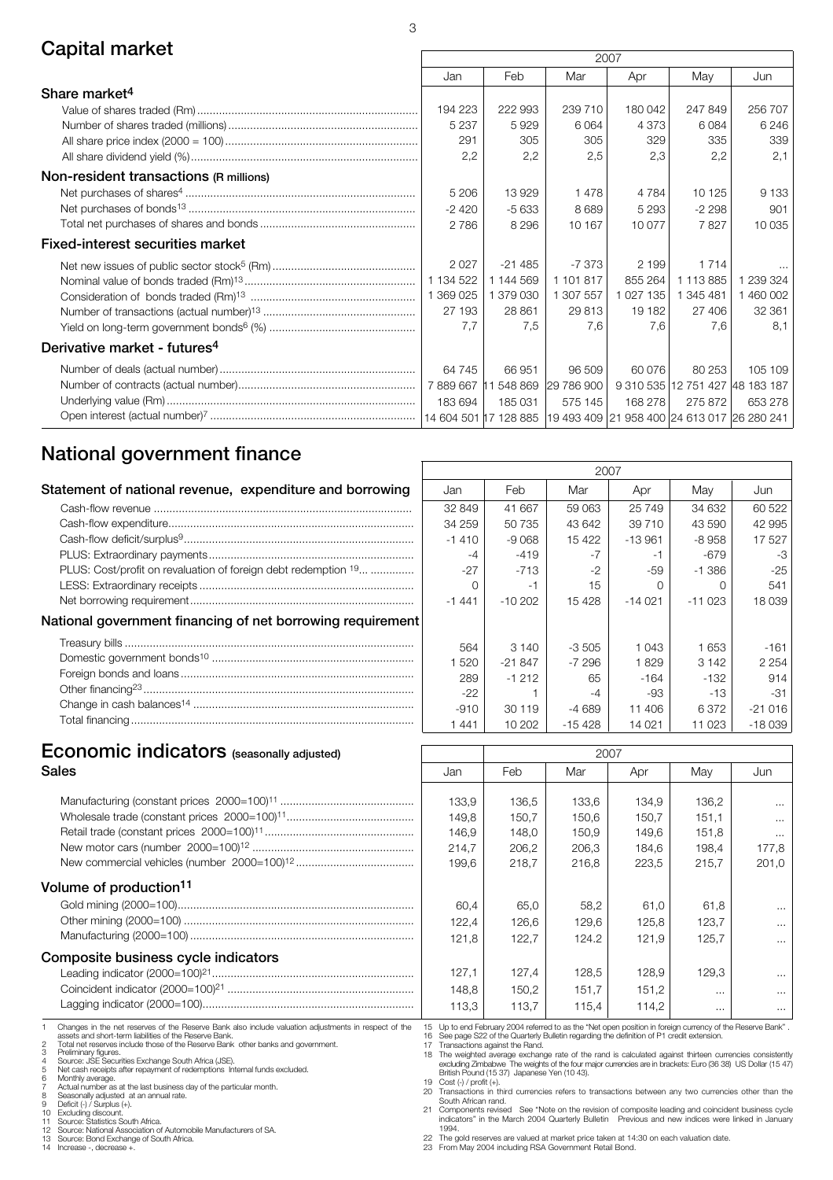## Capital market

| | 2007 | | | | | |
|---|---|---|---|---|---|---|
| | Jan | Feb | Mar | Apr | May | Jun |
| **Share market[4]** | | | | | | |
| Value of shares traded (Rm) | 194 223 | 222 993 | 239 710 | 180 042 | 247 849 | 256 707 |
| Number of shares traded (millions) | 5 237 | 5 929 | 6 064 | 4 373 | 6 084 | 6 246 |
| All share price index (2000 = 100) | 291 | 305 | 305 | 329 | 335 | 339 |
| All share dividend yield (%) | 2,2 | 2,2 | 2,5 | 2,3 | 2,2 | 2,1 |
| **Non-resident transactions (R millions)** | | | | | | |
| Net purchases of shares[4] | 5 206 | 13 929 | 1 478 | 4 784 | 10 125 | 9 133 |
| Net purchases of bonds[13] | -2 420 | -5 633 | 8 689 | 5 293 | -2 298 | 901 |
| Total net purchases of shares and bonds | 2 786 | 8 296 | 10 167 | 10 077 | 7 827 | 10 035 |
| **Fixed-interest securities market** | | | | | | |
| Net new issues of public sector stock[5] (Rm) | 2 027 | -21 485 | -7 373 | 2 199 | 1 714 | ... |
| Nominal value of bonds traded (Rm)[13] | 1 134 522 | 1 144 569 | 1 101 817 | 855 264 | 1 113 885 | 1 239 324 |
| Consideration of bonds traded (Rm)[13] | 1 369 025 | 1 379 030 | 1 307 557 | 1 027 135 | 1 345 481 | 1 460 002 |
| Number of transactions (actual number)[13] | 27 193 | 28 861 | 29 813 | 19 182 | 27 406 | 32 361 |
| Yield on long-term government bonds[6] (%) | 7,7 | 7,5 | 7,6 | 7,6 | 7,6 | 8,1 |
| **Derivative market - futures[4]** | | | | | | |
| Number of deals (actual number) | 64 745 | 66 951 | 96 509 | 60 076 | 80 253 | 105 109 |
| Number of contracts (actual number) | 7 889 667 | 11 548 869 | 29 786 900 | 9 310 535 | 12 751 427 | 48 183 187 |
| Underlying value (Rm) | 183 694 | 185 031 | 575 145 | 168 278 | 275 872 | 653 278 |
| Open interest (actual number)[7] | 14 604 501 | 17 128 885 | 19 493 409 | 21 958 400 | 24 613 017 | 26 280 241 |

## National government finance

| | 2007 | | | | | |
|---|---|---|---|---|---|---|
| **Statement of national revenue, expenditure and borrowing** | Jan | Feb | Mar | Apr | May | Jun |
| Cash-flow revenue | 32 849 | 41 667 | 59 063 | 25 749 | 34 632 | 60 522 |
| Cash-flow expenditure | 34 259 | 50 735 | 43 642 | 39 710 | 43 590 | 42 995 |
| Cash-flow deficit/surplus[9] | -1 410 | -9 068 | 15 422 | -13 961 | -8 958 | 17 527 |
| PLUS: Extraordinary payments | -4 | -419 | -7 | -1 | -679 | -3 |
| PLUS: Cost/profit on revaluation of foreign debt redemption [19] | -27 | -713 | -2 | -59 | -1 386 | -25 |
| LESS: Extraordinary receipts | 0 | -1 | 15 | 0 | 0 | 541 |
| Net borrowing requirement | -1 441 | -10 202 | 15 428 | -14 021 | -11 023 | 18 039 |
| **National government financing of net borrowing requirement** | | | | | | |
| Treasury bills | 564 | 3 140 | -3 505 | 1 043 | 1 653 | -161 |
| Domestic government bonds[10] | 1 520 | -21 847 | -7 296 | 1 829 | 3 142 | 2 254 |
| Foreign bonds and loans | 289 | -1 212 | 65 | -164 | -132 | 914 |
| Other financing[23] | -22 | 1 | -4 | -93 | -13 | -31 |
| Change in cash balances[14] | -910 | 30 119 | -4 689 | 11 406 | 6 372 | -21 016 |
| Total financing | 1 441 | 10 202 | -15 428 | 14 021 | 11 023 | -18 039 |

## Economic indicators (seasonally adjusted)

| | 2007 | | | | | |
|---|---|---|---|---|---|---|
| **Sales** | Jan | Feb | Mar | Apr | May | Jun |
| Manufacturing (constant prices 2000=100)[11] | 133,9 | 136,5 | 133,6 | 134,9 | 136,2 | ... |
| Wholesale trade (constant prices 2000=100)[11] | 149,8 | 150,7 | 150,6 | 150,7 | 151,1 | ... |
| Retail trade (constant prices 2000=100)[11] | 146,9 | 148,0 | 150,9 | 149,6 | 151,8 | ... |
| New motor cars (number 2000=100)[12] | 214,7 | 206,2 | 206,3 | 184,6 | 198,4 | 177,8 |
| New commercial vehicles (number 2000=100)[12] | 199,6 | 218,7 | 216,8 | 223,5 | 215,7 | 201,0 |
| **Volume of production[11]** | | | | | | |
| Gold mining (2000=100) | 60,4 | 65,0 | 58,2 | 61,0 | 61,8 | ... |
| Other mining (2000=100) | 122,4 | 126,6 | 129,6 | 125,8 | 123,7 | ... |
| Manufacturing (2000=100) | 121,8 | 122,7 | 124.2 | 121,9 | 125,7 | ... |
| **Composite business cycle indicators** | | | | | | |
| Leading indicator (2000=100)[21] | 127,1 | 127,4 | 128,5 | 128,9 | 129,3 | ... |
| Coincident indicator (2000=100)[21] | 148,8 | 150,2 | 151,7 | 151,2 | ... | ... |
| Lagging indicator (2000=100) | 113,3 | 113,7 | 115,4 | 114,2 | ... | ... |

1 Changes in the net reserves of the Reserve Bank also include valuation adjustments in respect of the assets and short-term liabilities of the Reserve Bank.
2 Total net reserves include those of the Reserve Bank other banks and government.
3 Preliminary figures.
4 Source: JSE Securities Exchange South Africa (JSE).
5 Net cash receipts after repayment of redemptions Internal funds excluded.
6 Monthly average.
7 Actual number as at the last business day of the particular month.
8 Seasonally adjusted at an annual rate.
9 Deficit (-) / Surplus (+).
10 Excluding discount.
11 Source: Statistics South Africa.
12 Source: National Association of Automobile Manufacturers of SA.
13 Source: Bond Exchange of South Africa.
14 Increase -, decrease +.
15 Up to end February 2004 referred to as the "Net open position in foreign currency of the Reserve Bank".
16 See page S22 of the Quarterly Bulletin regarding the definition of P1 credit extension.
17 Transactions against the Rand.
18 The weighted average exchange rate of the rand is calculated against thirteen currencies consistently excluding Zimbabwe The weights of the four major currencies are in brackets: Euro (36 38) US Dollar (15 47) British Pound (15 37) Japanese Yen (10 43).
19 Cost (-) / profit (+).
20 Transactions in third currencies refers to transactions between any two currencies other than the South African rand.
21 Components revised See "Note on the revision of composite leading and coincident business cycle indicators" in the March 2004 Quarterly Bulletin Previous and new indices were linked in January 1994.
22 The gold reserves are valued at market price taken at 14:30 on each valuation date.
23 From May 2004 including RSA Government Retail Bond.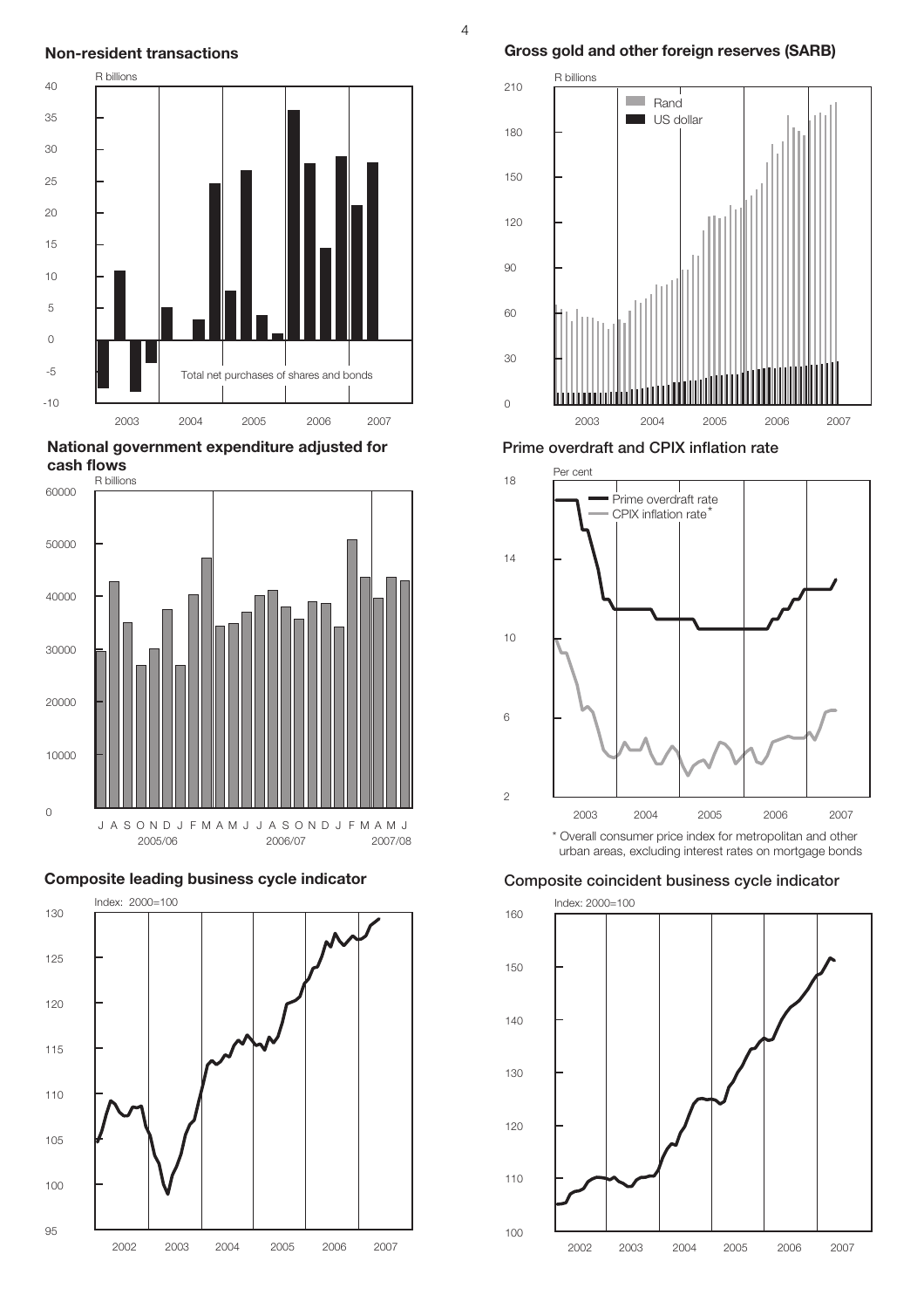## Non-resident transactions

R billions

40
35
30
25
20
15
10
5
0
-5
-10

Total net purchases of shares and bonds

2003 2004 2005 2006 2007

## Gross gold and other foreign reserves (SARB)

R billions

Rand
US dollar

210
180
150
120
90
60
30
0

2003 2004 2005 2006 2007

## National government expenditure adjusted for cash flows

R billions

60000
50000
40000
30000
20000
10000
0

J A S O N D J F M A M J J A S O N D J F M A M J

2005/06 2006/07 2007/08

## Prime overdraft and CPIX inflation rate

Per cent

Prime overdraft rate
CPIX inflation rate*

18
14
10
6
2

2003 2004 2005 2006 2007

\* Overall consumer price index for metropolitan and other urban areas, excluding interest rates on mortgage bonds

## Composite leading business cycle indicator

Index: 2000=100

130
125
120
115
110
105
100
95

2002 2003 2004 2005 2006 2007

## Composite coincident business cycle indicator

Index: 2000=100

160
150
140
130
120
110
100

2002 2003 2004 2005 2006 2007